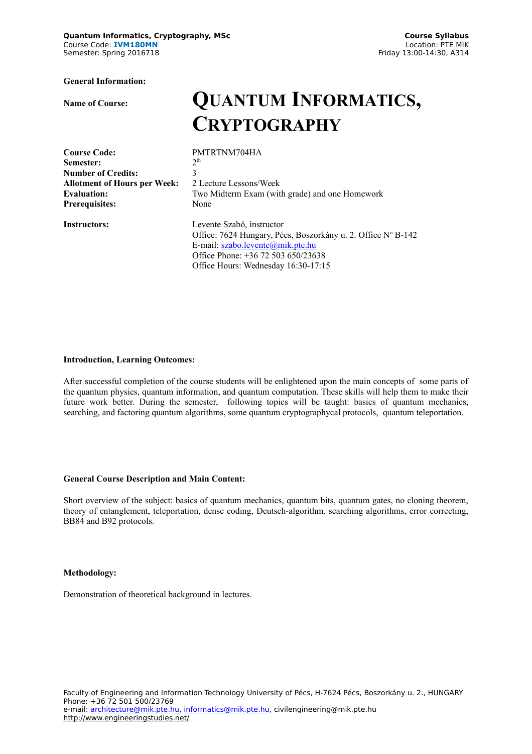**General Information:**

**Name of Course:** 

# Quantum Informatics, Cryptography

**Course Code:** PMTRTNM704HA
**Semester:** 2[th]
**Number of Credits:** 3
**Allotment of Hours per Week:** 2 Lecture Lessons/Week
**Evaluation:** Two Midterm Exam (with grade) and one Homework
**Prerequisites:** None

**Instructors:** Levente Szabó, instructor
Office: 7624 Hungary, Pécs, Boszorkány u. 2. Office Nº B-142
E-mail: szabo.levente@mik.pte.hu
Office Phone: +36 72 503 650/23638
Office Hours: Wednesday 16:30-17:15

**Introduction, Learning Outcomes:**

After successful completion of the course students will be enlightened upon the main concepts of some parts of the quantum physics, quantum information, and quantum computation. These skills will help them to make their future work better. During the semester, following topics will be taught: basics of quantum mechanics, searching, and factoring quantum algorithms, some quantum cryptographycal protocols, quantum teleportation.

**General Course Description and Main Content:**

Short overview of the subject: basics of quantum mechanics, quantum bits, quantum gates, no cloning theorem, theory of entanglement, teleportation, dense coding, Deutsch-algorithm, searching algorithms, error correcting, BB84 and B92 protocols.

**Methodology:**

Demonstration of theoretical background in lectures.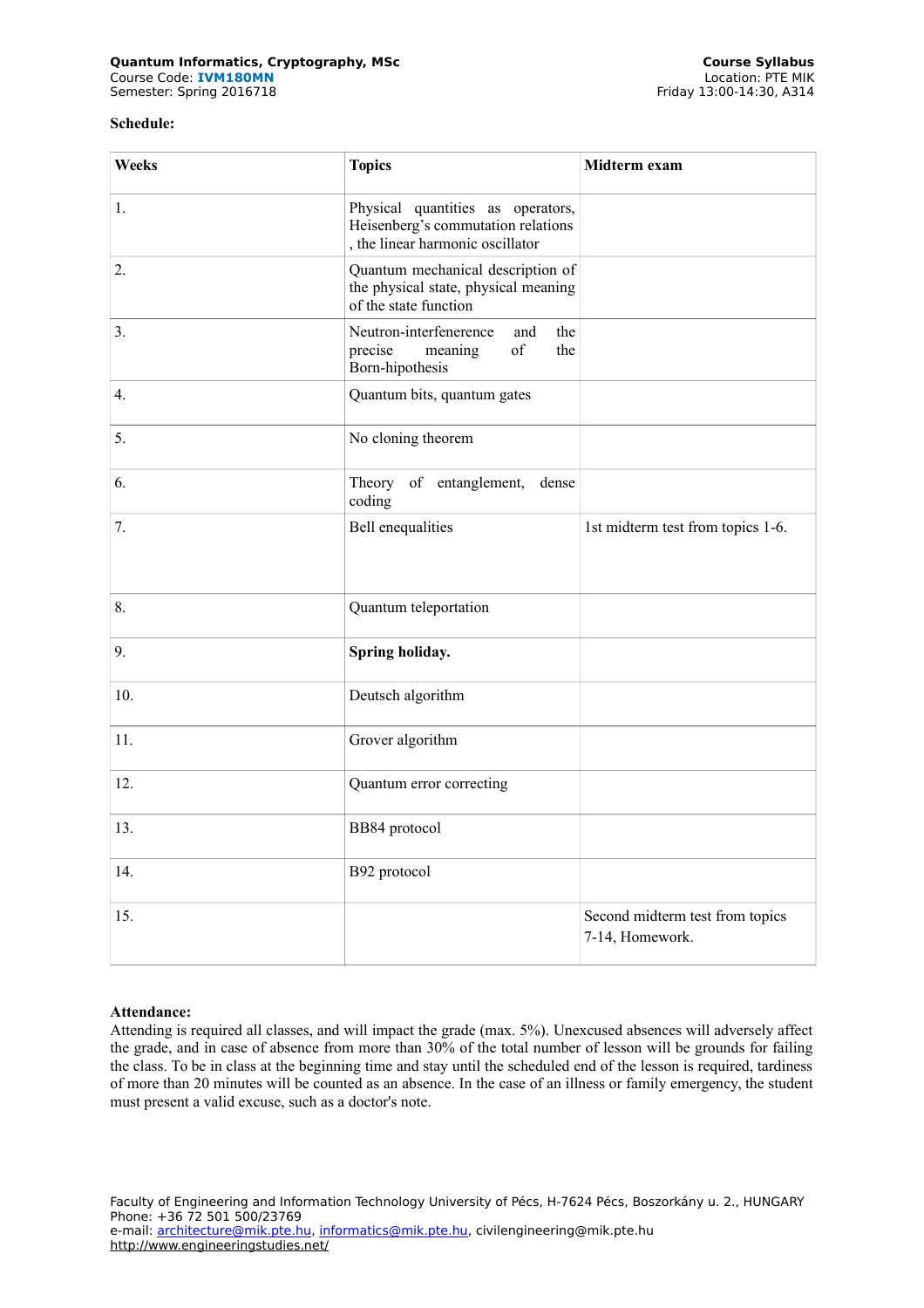**Schedule:**

| Weeks | Topics | Midterm exam |
|---|---|---|
| 1. | Physical quantities as operators, Heisenberg's commutation relations , the linear harmonic oscillator | |
| 2. | Quantum mechanical description of the physical state, physical meaning of the state function | |
| 3. | Neutron-interfenerence and the precise meaning of the Born-hipothesis | |
| 4. | Quantum bits, quantum gates | |
| 5. | No cloning theorem | |
| 6. | Theory of entanglement, dense coding | |
| 7. | Bell enequalities | 1st midterm test from topics 1-6. |
| 8. | Quantum teleportation | |
| 9. | **Spring holiday.** | |
| 10. | Deutsch algorithm | |
| 11. | Grover algorithm | |
| 12. | Quantum error correcting | |
| 13. | BB84 protocol | |
| 14. | B92 protocol | |
| 15. | | Second midterm test from topics 7-14, Homework. |

**Attendance:**
Attending is required all classes, and will impact the grade (max. 5%). Unexcused absences will adversely affect the grade, and in case of absence from more than 30% of the total number of lesson will be grounds for failing the class. To be in class at the beginning time and stay until the scheduled end of the lesson is required, tardiness of more than 20 minutes will be counted as an absence. In the case of an illness or family emergency, the student must present a valid excuse, such as a doctor's note.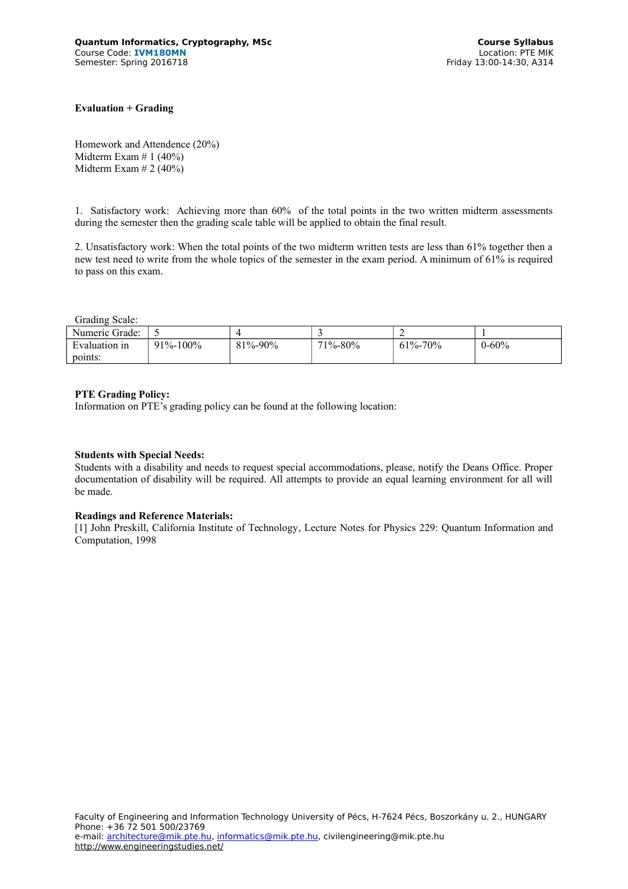**Evaluation + Grading**

Homework and Attendence (20%)
Midterm Exam # 1 (40%)
Midterm Exam # 2 (40%)

1. Satisfactory work: Achieving more than 60% of the total points in the two written midterm assessments during the semester then the grading scale table will be applied to obtain the final result.

2. Unsatisfactory work: When the total points of the two midterm written tests are less than 61% together then a new test need to write from the whole topics of the semester in the exam period. A minimum of 61% is required to pass on this exam.

Grading Scale:

| Numeric Grade: | 5 | 4 | 3 | 2 | 1 |
|---|---|---|---|---|---|
| Evaluation in points: | 91%-100% | 81%-90% | 71%-80% | 61%-70% | 0-60% |

**PTE Grading Policy:**
Information on PTE's grading policy can be found at the following location:

**Students with Special Needs:**
Students with a disability and needs to request special accommodations, please, notify the Deans Office. Proper documentation of disability will be required. All attempts to provide an equal learning environment for all will be made.

**Readings and Reference Materials:**
[1] John Preskill, California Institute of Technology, Lecture Notes for Physics 229: Quantum Information and Computation, 1998